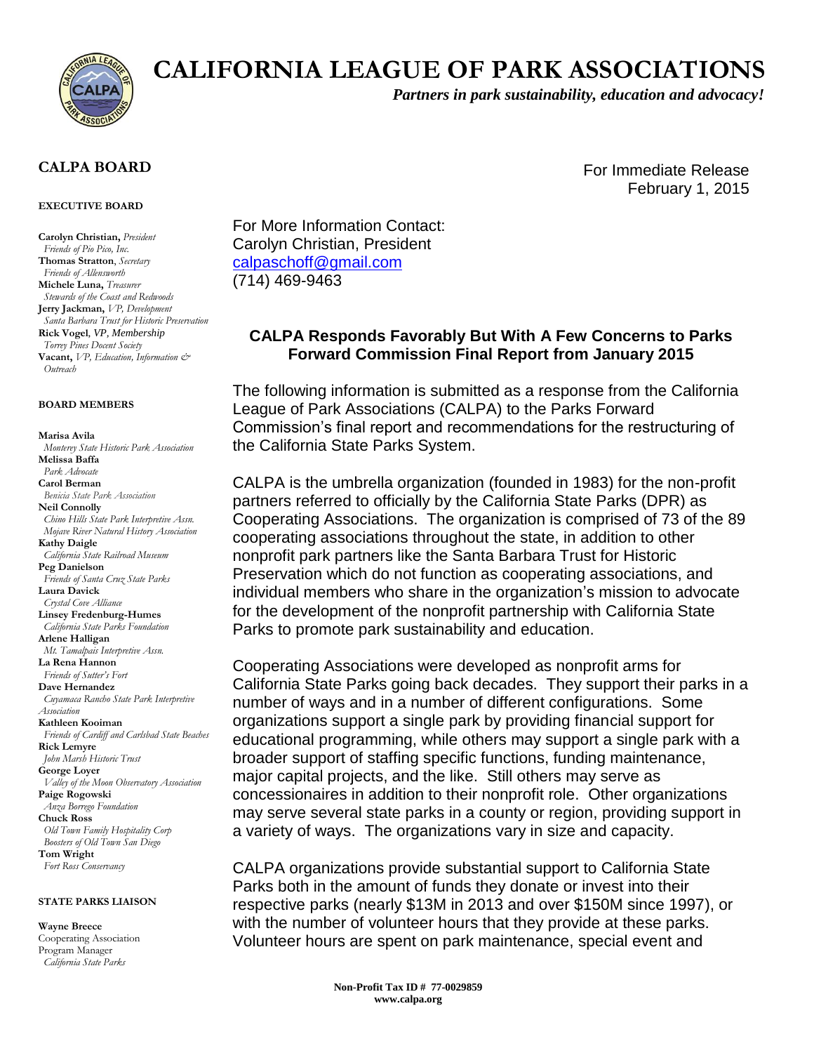# CALIFORNIA LEAGUE OF PARK ASSOCIATIONS

*Partners in park sustainability, education and advocacy!*

## CALPA BOARD

**EXECUTIVE BOARD**

**Carolyn Christian,** *President*
*Friends of Pio Pico, Inc.*
**Thomas Stratton**, *Secretary*
*Friends of Allensworth*
**Michele Luna,** *Treasurer*
*Stewards of the Coast and Redwoods*
**Jerry Jackman,** *VP, Development*
*Santa Barbara Trust for Historic Preservation*
**Rick Vogel**, *VP, Membership*
*Torrey Pines Docent Society*
**Vacant,** *VP, Education, Information & Outreach*

**BOARD MEMBERS**

**Marisa Avila**
*Monterey State Historic Park Association*
**Melissa Baffa**
*Park Advocate*
**Carol Berman**
*Benicia State Park Association*
**Neil Connolly**
*Chino Hills State Park Interpretive Assn.*
*Mojave River Natural History Association*
**Kathy Daigle**
*California State Railroad Museum*
**Peg Danielson**
*Friends of Santa Cruz State Parks*
**Laura Davick**
*Crystal Cove Alliance*
**Linsey Fredenburg-Humes**
*California State Parks Foundation*
**Arlene Halligan**
*Mt. Tamalpais Interpretive Assn.*
**La Rena Hannon**
*Friends of Sutter's Fort*
**Dave Hernandez**
*Cuyamaca Rancho State Park Interpretive Association*
**Kathleen Kooiman**
*Friends of Cardiff and Carlsbad State Beaches*
**Rick Lemyre**
*John Marsh Historic Trust*
**George Loyer**
*Valley of the Moon Observatory Association*
**Paige Rogowski**
*Anza Borrego Foundation*
**Chuck Ross**
*Old Town Family Hospitality Corp*
*Boosters of Old Town San Diego*
**Tom Wright**
*Fort Ross Conservancy*

**STATE PARKS LIAISON**

**Wayne Breece**
Cooperating Association Program Manager
*California State Parks*

For Immediate Release
February 1, 2015

For More Information Contact:
Carolyn Christian, President
calpaschoff@gmail.com
(714) 469-9463

### CALPA Responds Favorably But With A Few Concerns to Parks Forward Commission Final Report from January 2015

The following information is submitted as a response from the California League of Park Associations (CALPA) to the Parks Forward Commission's final report and recommendations for the restructuring of the California State Parks System.

CALPA is the umbrella organization (founded in 1983) for the non-profit partners referred to officially by the California State Parks (DPR) as Cooperating Associations. The organization is comprised of 73 of the 89 cooperating associations throughout the state, in addition to other nonprofit park partners like the Santa Barbara Trust for Historic Preservation which do not function as cooperating associations, and individual members who share in the organization's mission to advocate for the development of the nonprofit partnership with California State Parks to promote park sustainability and education.

Cooperating Associations were developed as nonprofit arms for California State Parks going back decades. They support their parks in a number of ways and in a number of different configurations. Some organizations support a single park by providing financial support for educational programming, while others may support a single park with a broader support of staffing specific functions, funding maintenance, major capital projects, and the like. Still others may serve as concessionaires in addition to their nonprofit role. Other organizations may serve several state parks in a county or region, providing support in a variety of ways. The organizations vary in size and capacity.

CALPA organizations provide substantial support to California State Parks both in the amount of funds they donate or invest into their respective parks (nearly $13M in 2013 and over $150M since 1997), or with the number of volunteer hours that they provide at these parks. Volunteer hours are spent on park maintenance, special event and

**Non-Profit Tax ID # 77-0029859**
**www.calpa.org**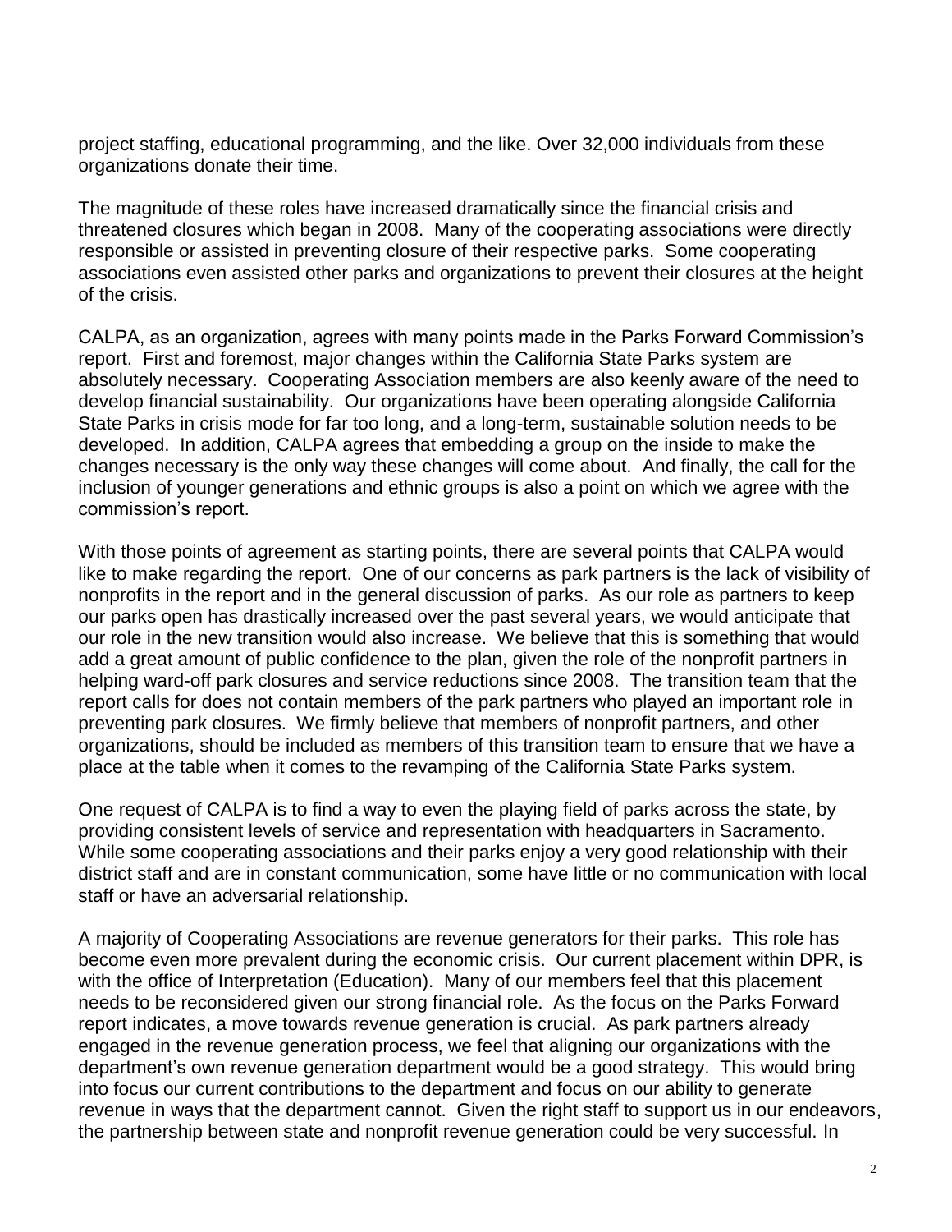project staffing, educational programming, and the like. Over 32,000 individuals from these organizations donate their time.

The magnitude of these roles have increased dramatically since the financial crisis and threatened closures which began in 2008. Many of the cooperating associations were directly responsible or assisted in preventing closure of their respective parks. Some cooperating associations even assisted other parks and organizations to prevent their closures at the height of the crisis.

CALPA, as an organization, agrees with many points made in the Parks Forward Commission's report. First and foremost, major changes within the California State Parks system are absolutely necessary. Cooperating Association members are also keenly aware of the need to develop financial sustainability. Our organizations have been operating alongside California State Parks in crisis mode for far too long, and a long-term, sustainable solution needs to be developed. In addition, CALPA agrees that embedding a group on the inside to make the changes necessary is the only way these changes will come about. And finally, the call for the inclusion of younger generations and ethnic groups is also a point on which we agree with the commission's report.

With those points of agreement as starting points, there are several points that CALPA would like to make regarding the report. One of our concerns as park partners is the lack of visibility of nonprofits in the report and in the general discussion of parks. As our role as partners to keep our parks open has drastically increased over the past several years, we would anticipate that our role in the new transition would also increase. We believe that this is something that would add a great amount of public confidence to the plan, given the role of the nonprofit partners in helping ward-off park closures and service reductions since 2008. The transition team that the report calls for does not contain members of the park partners who played an important role in preventing park closures. We firmly believe that members of nonprofit partners, and other organizations, should be included as members of this transition team to ensure that we have a place at the table when it comes to the revamping of the California State Parks system.

One request of CALPA is to find a way to even the playing field of parks across the state, by providing consistent levels of service and representation with headquarters in Sacramento. While some cooperating associations and their parks enjoy a very good relationship with their district staff and are in constant communication, some have little or no communication with local staff or have an adversarial relationship.

A majority of Cooperating Associations are revenue generators for their parks. This role has become even more prevalent during the economic crisis. Our current placement within DPR, is with the office of Interpretation (Education). Many of our members feel that this placement needs to be reconsidered given our strong financial role. As the focus on the Parks Forward report indicates, a move towards revenue generation is crucial. As park partners already engaged in the revenue generation process, we feel that aligning our organizations with the department's own revenue generation department would be a good strategy. This would bring into focus our current contributions to the department and focus on our ability to generate revenue in ways that the department cannot. Given the right staff to support us in our endeavors, the partnership between state and nonprofit revenue generation could be very successful. In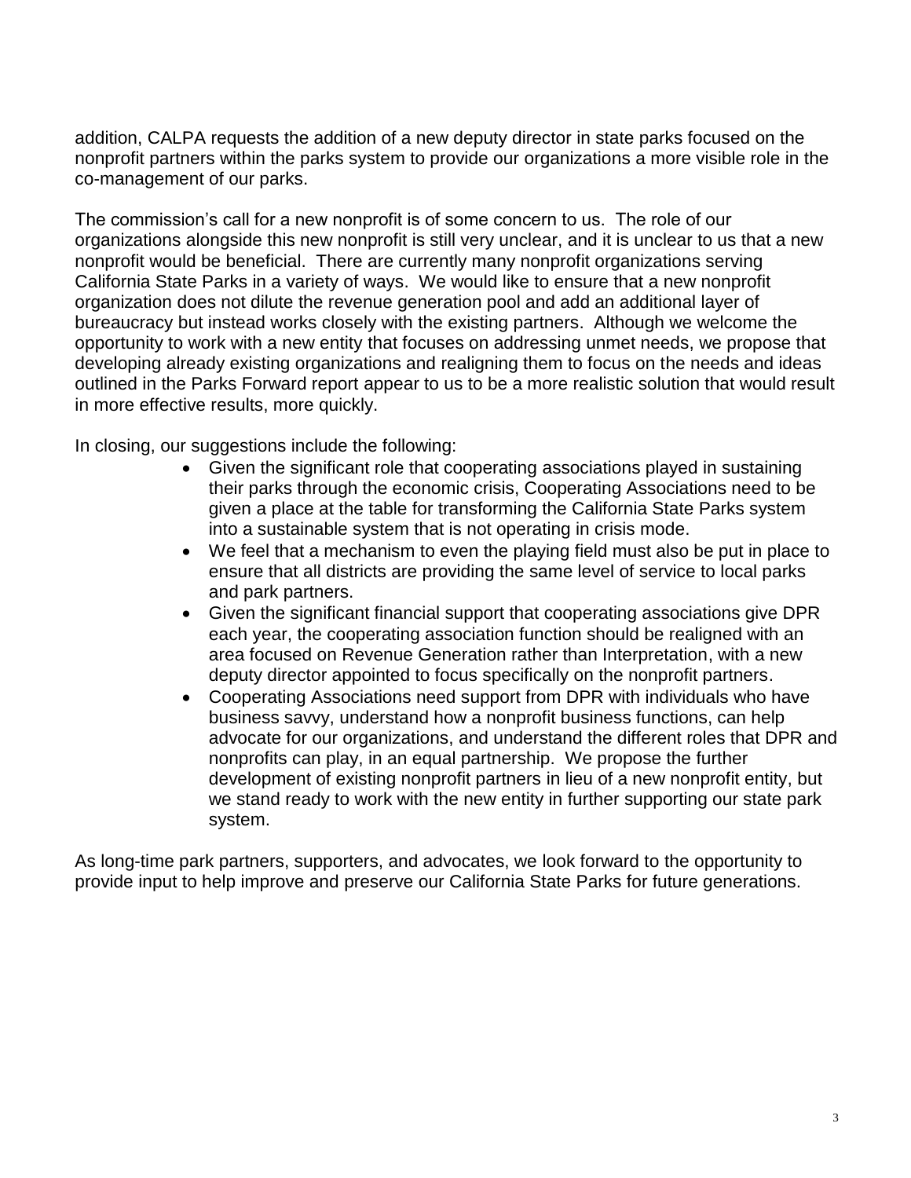addition, CALPA requests the addition of a new deputy director in state parks focused on the nonprofit partners within the parks system to provide our organizations a more visible role in the co-management of our parks.

The commission's call for a new nonprofit is of some concern to us. The role of our organizations alongside this new nonprofit is still very unclear, and it is unclear to us that a new nonprofit would be beneficial. There are currently many nonprofit organizations serving California State Parks in a variety of ways. We would like to ensure that a new nonprofit organization does not dilute the revenue generation pool and add an additional layer of bureaucracy but instead works closely with the existing partners. Although we welcome the opportunity to work with a new entity that focuses on addressing unmet needs, we propose that developing already existing organizations and realigning them to focus on the needs and ideas outlined in the Parks Forward report appear to us to be a more realistic solution that would result in more effective results, more quickly.

In closing, our suggestions include the following:

- Given the significant role that cooperating associations played in sustaining their parks through the economic crisis, Cooperating Associations need to be given a place at the table for transforming the California State Parks system into a sustainable system that is not operating in crisis mode.
- We feel that a mechanism to even the playing field must also be put in place to ensure that all districts are providing the same level of service to local parks and park partners.
- Given the significant financial support that cooperating associations give DPR each year, the cooperating association function should be realigned with an area focused on Revenue Generation rather than Interpretation, with a new deputy director appointed to focus specifically on the nonprofit partners.
- Cooperating Associations need support from DPR with individuals who have business savvy, understand how a nonprofit business functions, can help advocate for our organizations, and understand the different roles that DPR and nonprofits can play, in an equal partnership. We propose the further development of existing nonprofit partners in lieu of a new nonprofit entity, but we stand ready to work with the new entity in further supporting our state park system.

As long-time park partners, supporters, and advocates, we look forward to the opportunity to provide input to help improve and preserve our California State Parks for future generations.